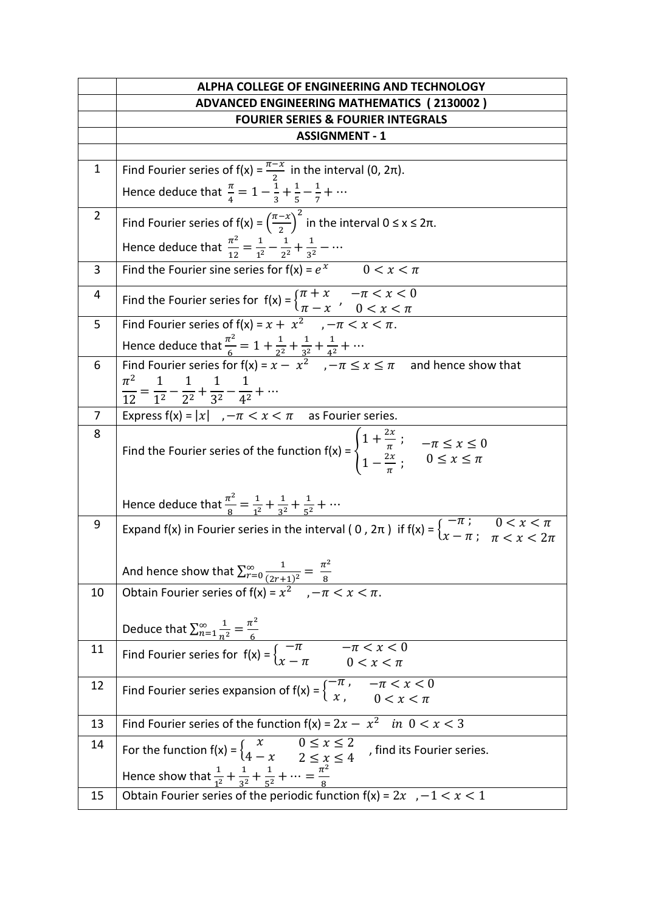| | ALPHA COLLEGE OF ENGINEERING AND TECHNOLOGY |
|---|---|
| | **ADVANCED ENGINEERING MATHEMATICS ( 2130002 )** |
| | **FOURIER SERIES & FOURIER INTEGRALS** |
| | **ASSIGNMENT - 1** |
| | |
| 1 | Find Fourier series of f(x) = $\frac{\pi-x}{2}$ in the interval (0, 2π). Hence deduce that $\frac{\pi}{4} = 1 - \frac{1}{3} + \frac{1}{5} - \frac{1}{7} + \cdots$ |
| 2 | Find Fourier series of f(x) = $\left(\frac{\pi-x}{2}\right)^2$ in the interval 0 ≤ x ≤ 2π. Hence deduce that $\frac{\pi^2}{12} = \frac{1}{1^2} - \frac{1}{2^2} + \frac{1}{3^2} - \cdots$ |
| 3 | Find the Fourier sine series for f(x) = $e^x$ $\quad 0 < x < \pi$ |
| 4 | Find the Fourier series for f(x) = $\begin{cases} \pi + x, & -\pi < x < 0 \\ \pi - x, & 0 < x < \pi \end{cases}$ |
| 5 | Find Fourier series of f(x) = $x + x^2$ $\quad , -\pi < x < \pi$. Hence deduce that $\frac{\pi^2}{6} = 1 + \frac{1}{2^2} + \frac{1}{3^2} + \frac{1}{4^2} + \cdots$ |
| 6 | Find Fourier series for f(x) = $x - x^2$ $\quad , -\pi \le x \le \pi$ and hence show that $\frac{\pi^2}{12} = \frac{1}{1^2} - \frac{1}{2^2} + \frac{1}{3^2} - \frac{1}{4^2} + \cdots$ |
| 7 | Express f(x) = $\lvert x \rvert$ $\quad , -\pi < x < \pi$ as Fourier series. |
| 8 | Find the Fourier series of the function f(x) = $\begin{cases} 1 + \frac{2x}{\pi}; & -\pi \le x \le 0 \\ 1 - \frac{2x}{\pi}; & 0 \le x \le \pi \end{cases}$ Hence deduce that $\frac{\pi^2}{8} = \frac{1}{1^2} + \frac{1}{3^2} + \frac{1}{5^2} + \cdots$ |
| 9 | Expand f(x) in Fourier series in the interval ( 0 , 2π ) if f(x) = $\begin{cases} -\pi; & 0 < x < \pi \\ x - \pi; & \pi < x < 2\pi \end{cases}$ And hence show that $\sum_{r=0}^{\infty} \frac{1}{(2r+1)^2} = \frac{\pi^2}{8}$ |
| 10 | Obtain Fourier series of f(x) = $x^2$ $\quad , -\pi < x < \pi$. Deduce that $\sum_{n=1}^{\infty} \frac{1}{n^2} = \frac{\pi^2}{6}$ |
| 11 | Find Fourier series for f(x) = $\begin{cases} -\pi & -\pi < x < 0 \\ x - \pi & 0 < x < \pi \end{cases}$ |
| 12 | Find Fourier series expansion of f(x) = $\begin{cases} -\pi, & -\pi < x < 0 \\ x, & 0 < x < \pi \end{cases}$ |
| 13 | Find Fourier series of the function f(x) = $2x - x^2$ $\quad in \ 0 < x < 3$ |
| 14 | For the function f(x) = $\begin{cases} x & 0 \le x \le 2 \\ 4 - x & 2 \le x \le 4 \end{cases}$ , find its Fourier series. Hence show that $\frac{1}{1^2} + \frac{1}{3^2} + \frac{1}{5^2} + \cdots = \frac{\pi^2}{8}$ |
| 15 | Obtain Fourier series of the periodic function f(x) = $2x$ $\quad , -1 < x < 1$ |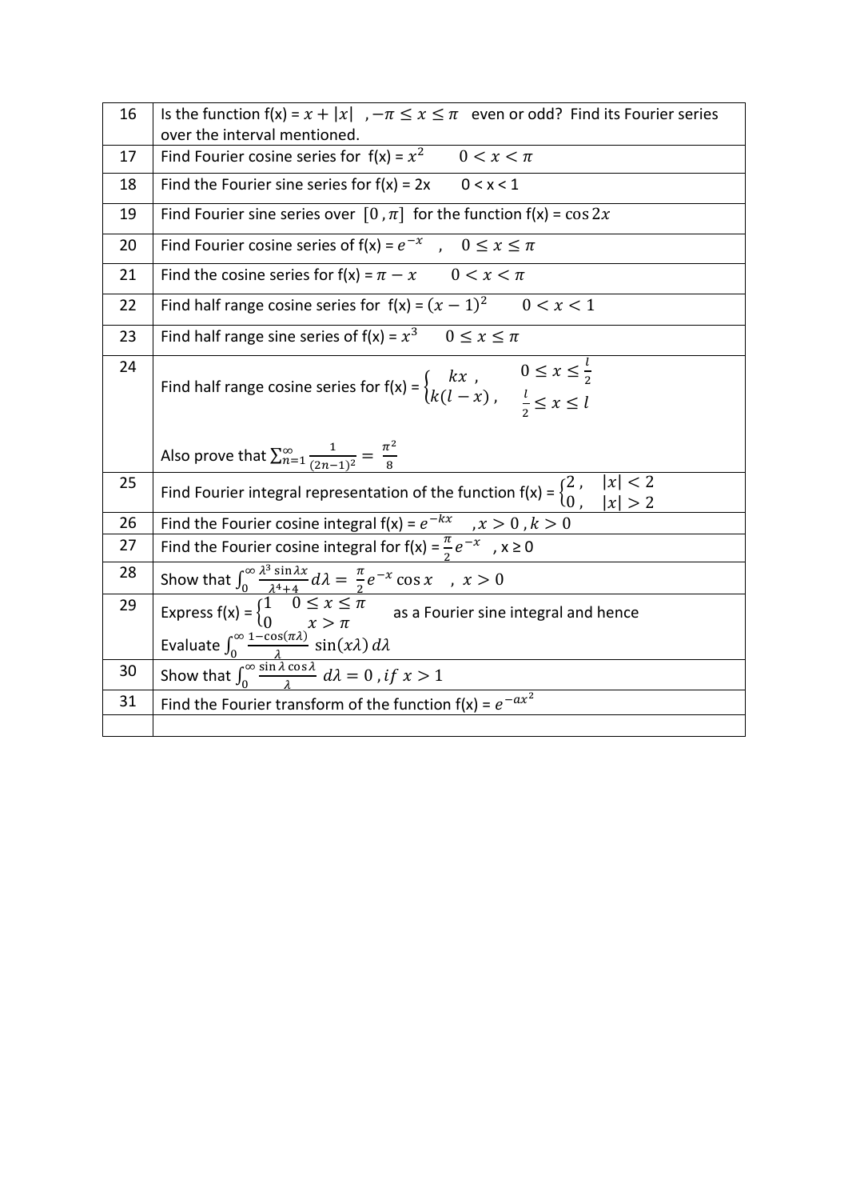| | |
|---|---|
| 16 | Is the function f(x) = $x + \|x\|$ , $-\pi \le x \le \pi$ even or odd? Find its Fourier series over the interval mentioned. |
| 17 | Find Fourier cosine series for f(x) = $x^2$ $\quad 0 < x < \pi$ |
| 18 | Find the Fourier sine series for f(x) = 2x $\quad$ 0 < x < 1 |
| 19 | Find Fourier sine series over $[0, \pi]$ for the function f(x) = $\cos 2x$ |
| 20 | Find Fourier cosine series of f(x) = $e^{-x}$ , $\quad 0 \le x \le \pi$ |
| 21 | Find the cosine series for f(x) = $\pi - x$ $\quad 0 < x < \pi$ |
| 22 | Find half range cosine series for f(x) = $(x-1)^2$ $\quad 0 < x < 1$ |
| 23 | Find half range sine series of f(x) = $x^3$ $\quad 0 \le x \le \pi$ |
| 24 | Find half range cosine series for f(x) = $\begin{cases} kx \, , & 0 \le x \le \frac{l}{2} \\ k(l-x) \, , & \frac{l}{2} \le x \le l \end{cases}$ <br><br> Also prove that $\sum_{n=1}^{\infty} \frac{1}{(2n-1)^2} = \frac{\pi^2}{8}$ |
| 25 | Find Fourier integral representation of the function f(x) = $\begin{cases} 2 \, , & \|x\| < 2 \\ 0 \, , & \|x\| > 2 \end{cases}$ |
| 26 | Find the Fourier cosine integral f(x) = $e^{-kx}$ $\quad , x > 0 \, , k > 0$ |
| 27 | Find the Fourier cosine integral for f(x) = $\frac{\pi}{2} e^{-x}$ , x ≥ 0 |
| 28 | Show that $\int_0^{\infty} \frac{\lambda^3 \sin \lambda x}{\lambda^4 + 4} d\lambda = \frac{\pi}{2} e^{-x} \cos x \quad , \; x > 0$ |
| 29 | Express f(x) = $\begin{cases} 1 & 0 \le x \le \pi \\ 0 & x > \pi \end{cases}$ as a Fourier sine integral and hence <br> Evaluate $\int_0^{\infty} \frac{1 - \cos(\pi\lambda)}{\lambda} \sin(x\lambda) \, d\lambda$ |
| 30 | Show that $\int_0^{\infty} \frac{\sin \lambda \cos \lambda}{\lambda} \, d\lambda = 0 \, , if \; x > 1$ |
| 31 | Find the Fourier transform of the function f(x) = $e^{-ax^2}$ |
| | |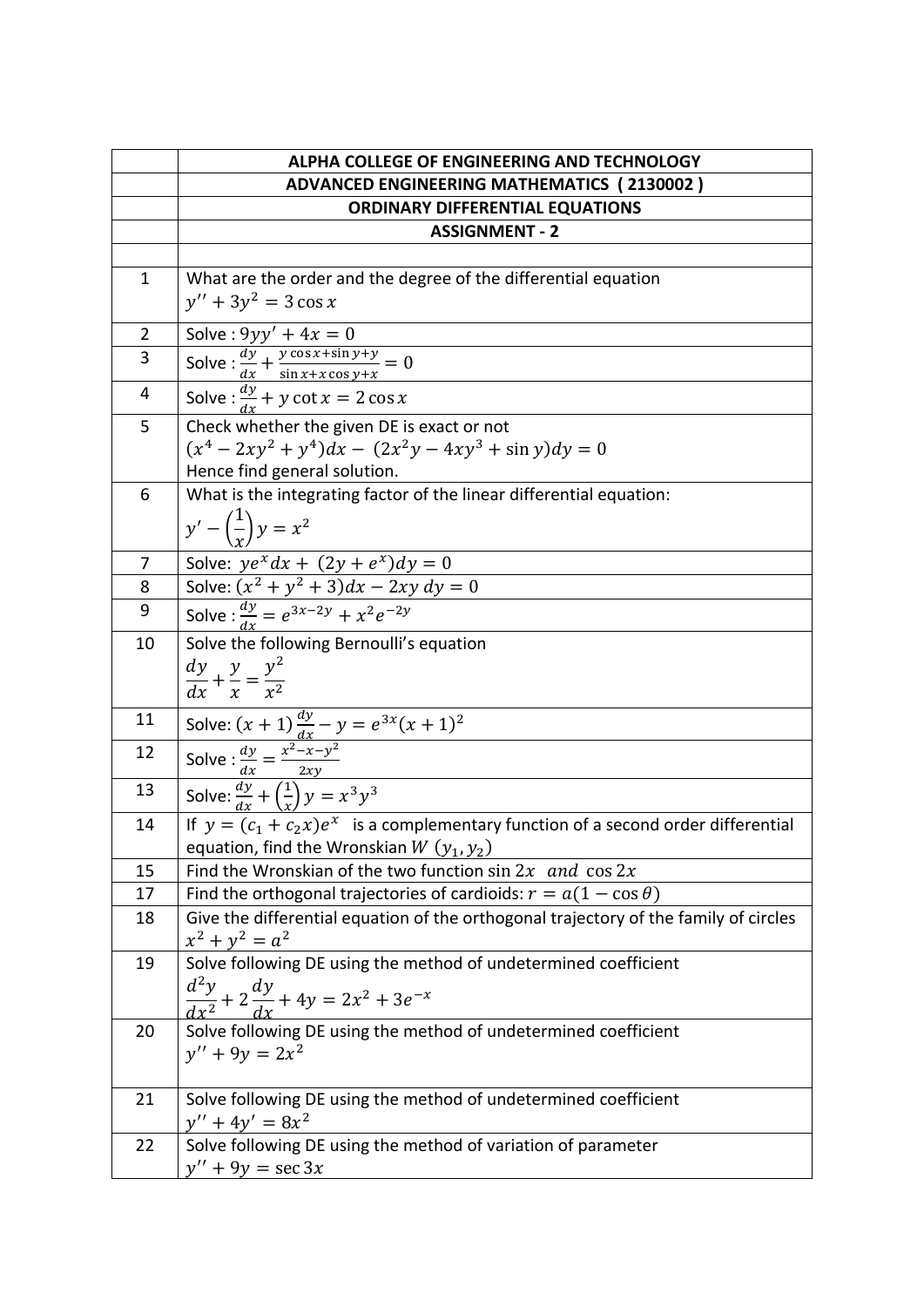| | ALPHA COLLEGE OF ENGINEERING AND TECHNOLOGY |
|---|---|
| | **ADVANCED ENGINEERING MATHEMATICS ( 2130002 )** |
| | **ORDINARY DIFFERENTIAL EQUATIONS** |
| | **ASSIGNMENT - 2** |
| | |
| 1 | What are the order and the degree of the differential equation $y'' + 3y^2 = 3\cos x$ |
| 2 | Solve : $9yy' + 4x = 0$ |
| 3 | Solve : $\frac{dy}{dx} + \frac{y\cos x + \sin y + y}{\sin x + x\cos y + x} = 0$ |
| 4 | Solve : $\frac{dy}{dx} + y\cot x = 2\cos x$ |
| 5 | Check whether the given DE is exact or not $(x^4 - 2xy^2 + y^4)dx - (2x^2y - 4xy^3 + \sin y)dy = 0$ Hence find general solution. |
| 6 | What is the integrating factor of the linear differential equation: $y' - \left(\frac{1}{x}\right)y = x^2$ |
| 7 | Solve: $ye^x dx + (2y + e^x)dy = 0$ |
| 8 | Solve: $(x^2 + y^2 + 3)dx - 2xy\,dy = 0$ |
| 9 | Solve : $\frac{dy}{dx} = e^{3x-2y} + x^2e^{-2y}$ |
| 10 | Solve the following Bernoulli's equation $\frac{dy}{dx} + \frac{y}{x} = \frac{y^2}{x^2}$ |
| 11 | Solve: $(x+1)\frac{dy}{dx} - y = e^{3x}(x+1)^2$ |
| 12 | Solve : $\frac{dy}{dx} = \frac{x^2 - x - y^2}{2xy}$ |
| 13 | Solve: $\frac{dy}{dx} + \left(\frac{1}{x}\right)y = x^3y^3$ |
| 14 | If $y = (c_1 + c_2x)e^x$ is a complementary function of a second order differential equation, find the Wronskian $W(y_1, y_2)$ |
| 15 | Find the Wronskian of the two function $\sin 2x$ *and* $\cos 2x$ |
| 17 | Find the orthogonal trajectories of cardioids: $r = a(1 - \cos\theta)$ |
| 18 | Give the differential equation of the orthogonal trajectory of the family of circles $x^2 + y^2 = a^2$ |
| 19 | Solve following DE using the method of undetermined coefficient $\frac{d^2y}{dx^2} + 2\frac{dy}{dx} + 4y = 2x^2 + 3e^{-x}$ |
| 20 | Solve following DE using the method of undetermined coefficient $y'' + 9y = 2x^2$ |
| 21 | Solve following DE using the method of undetermined coefficient $y'' + 4y' = 8x^2$ |
| 22 | Solve following DE using the method of variation of parameter $y'' + 9y = \sec 3x$ |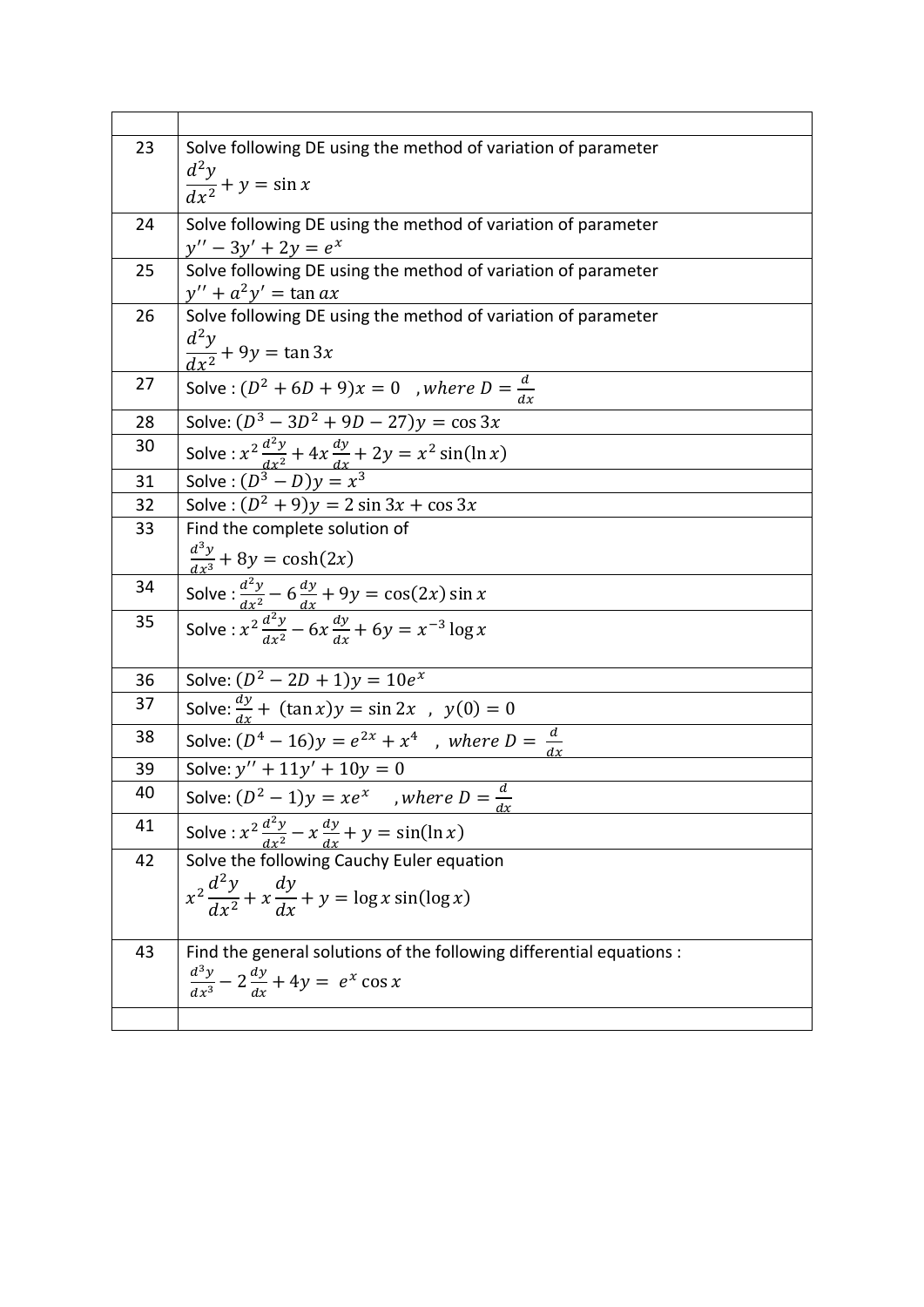| | |
|---|---|
| 23 | Solve following DE using the method of variation of parameter $\frac{d^2y}{dx^2} + y = \sin x$ |
| 24 | Solve following DE using the method of variation of parameter $y'' - 3y' + 2y = e^x$ |
| 25 | Solve following DE using the method of variation of parameter $y'' + a^2y' = \tan ax$ |
| 26 | Solve following DE using the method of variation of parameter $\frac{d^2y}{dx^2} + 9y = \tan 3x$ |
| 27 | Solve : $(D^2 + 6D + 9)x = 0 \quad , where\ D = \frac{d}{dx}$ |
| 28 | Solve: $(D^3 - 3D^2 + 9D - 27)y = \cos 3x$ |
| 30 | Solve : $x^2 \frac{d^2y}{dx^2} + 4x \frac{dy}{dx} + 2y = x^2 \sin(\ln x)$ |
| 31 | Solve : $(D^3 - D)y = x^3$ |
| 32 | Solve : $(D^2 + 9)y = 2\sin 3x + \cos 3x$ |
| 33 | Find the complete solution of $\frac{d^3y}{dx^3} + 8y = \cosh(2x)$ |
| 34 | Solve : $\frac{d^2y}{dx^2} - 6\frac{dy}{dx} + 9y = \cos(2x)\sin x$ |
| 35 | Solve : $x^2 \frac{d^2y}{dx^2} - 6x \frac{dy}{dx} + 6y = x^{-3} \log x$ |
| 36 | Solve: $(D^2 - 2D + 1)y = 10e^x$ |
| 37 | Solve: $\frac{dy}{dx} + (\tan x)y = \sin 2x \;\; , \;\; y(0) = 0$ |
| 38 | Solve: $(D^4 - 16)y = e^{2x} + x^4 \quad , \ where\ D = \frac{d}{dx}$ |
| 39 | Solve: $y'' + 11y' + 10y = 0$ |
| 40 | Solve: $(D^2 - 1)y = xe^x \quad , where\ D = \frac{d}{dx}$ |
| 41 | Solve : $x^2 \frac{d^2y}{dx^2} - x\frac{dy}{dx} + y = \sin(\ln x)$ |
| 42 | Solve the following Cauchy Euler equation $x^2 \frac{d^2y}{dx^2} + x\frac{dy}{dx} + y = \log x \sin(\log x)$ |
| 43 | Find the general solutions of the following differential equations : $\frac{d^3y}{dx^3} - 2\frac{dy}{dx} + 4y = e^x \cos x$ |
| | |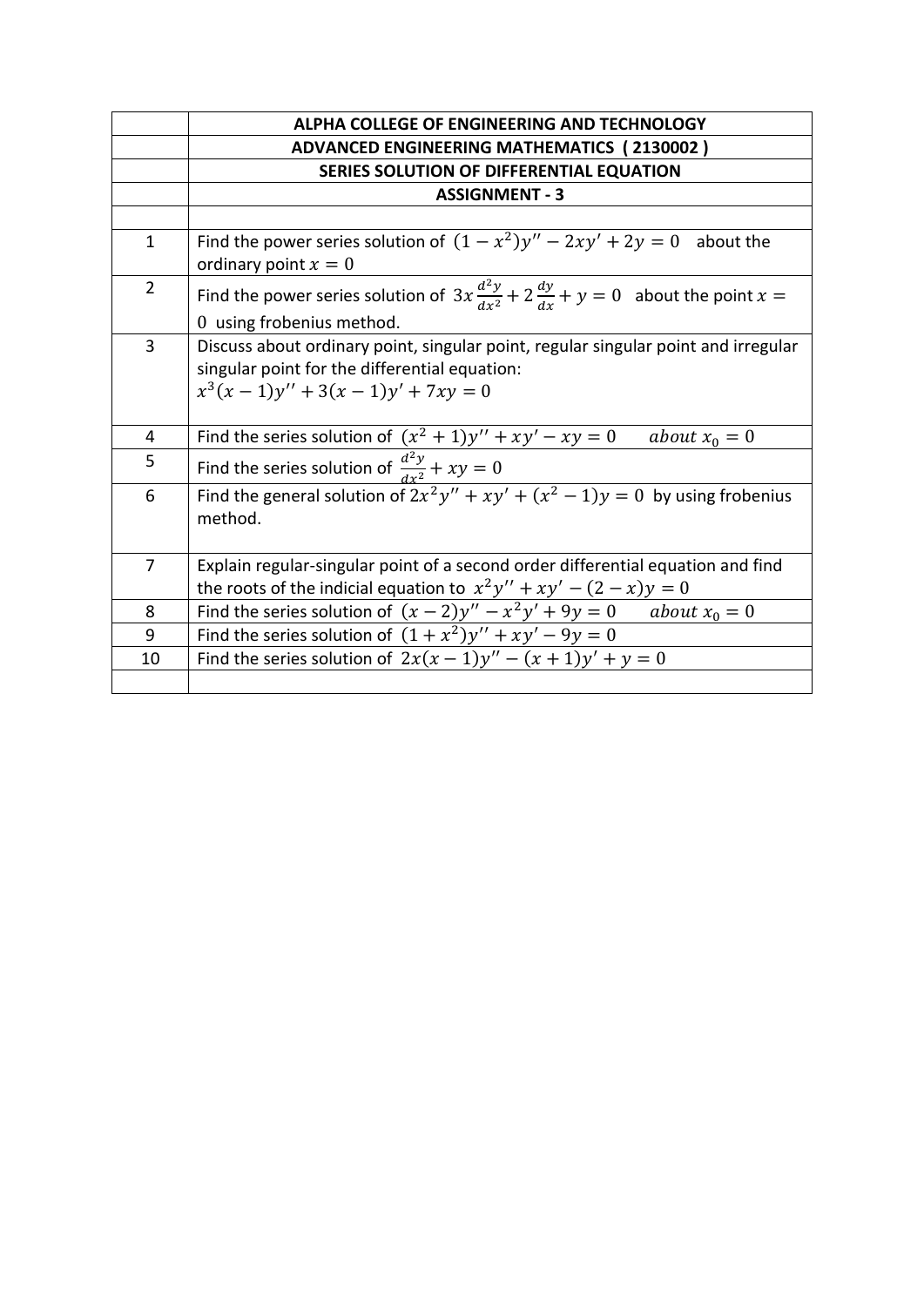| | ALPHA COLLEGE OF ENGINEERING AND TECHNOLOGY |
|---|---|
| | **ADVANCED ENGINEERING MATHEMATICS ( 2130002 )** |
| | **SERIES SOLUTION OF DIFFERENTIAL EQUATION** |
| | **ASSIGNMENT - 3** |
| | |
| 1 | Find the power series solution of $(1-x^2)y'' - 2xy' + 2y = 0$ about the ordinary point $x = 0$ |
| 2 | Find the power series solution of $3x\frac{d^2y}{dx^2} + 2\frac{dy}{dx} + y = 0$ about the point $x = 0$ using frobenius method. |
| 3 | Discuss about ordinary point, singular point, regular singular point and irregular singular point for the differential equation: $x^3(x-1)y'' + 3(x-1)y' + 7xy = 0$ |
| 4 | Find the series solution of $(x^2+1)y'' + xy' - xy = 0$ $\quad about\ x_0 = 0$ |
| 5 | Find the series solution of $\frac{d^2y}{dx^2} + xy = 0$ |
| 6 | Find the general solution of $2x^2y'' + xy' + (x^2-1)y = 0$ by using frobenius method. |
| 7 | Explain regular-singular point of a second order differential equation and find the roots of the indicial equation to $x^2y'' + xy' - (2-x)y = 0$ |
| 8 | Find the series solution of $(x-2)y'' - x^2y' + 9y = 0$ $\quad about\ x_0 = 0$ |
| 9 | Find the series solution of $(1+x^2)y'' + xy' - 9y = 0$ |
| 10 | Find the series solution of $2x(x-1)y'' - (x+1)y' + y = 0$ |
| | |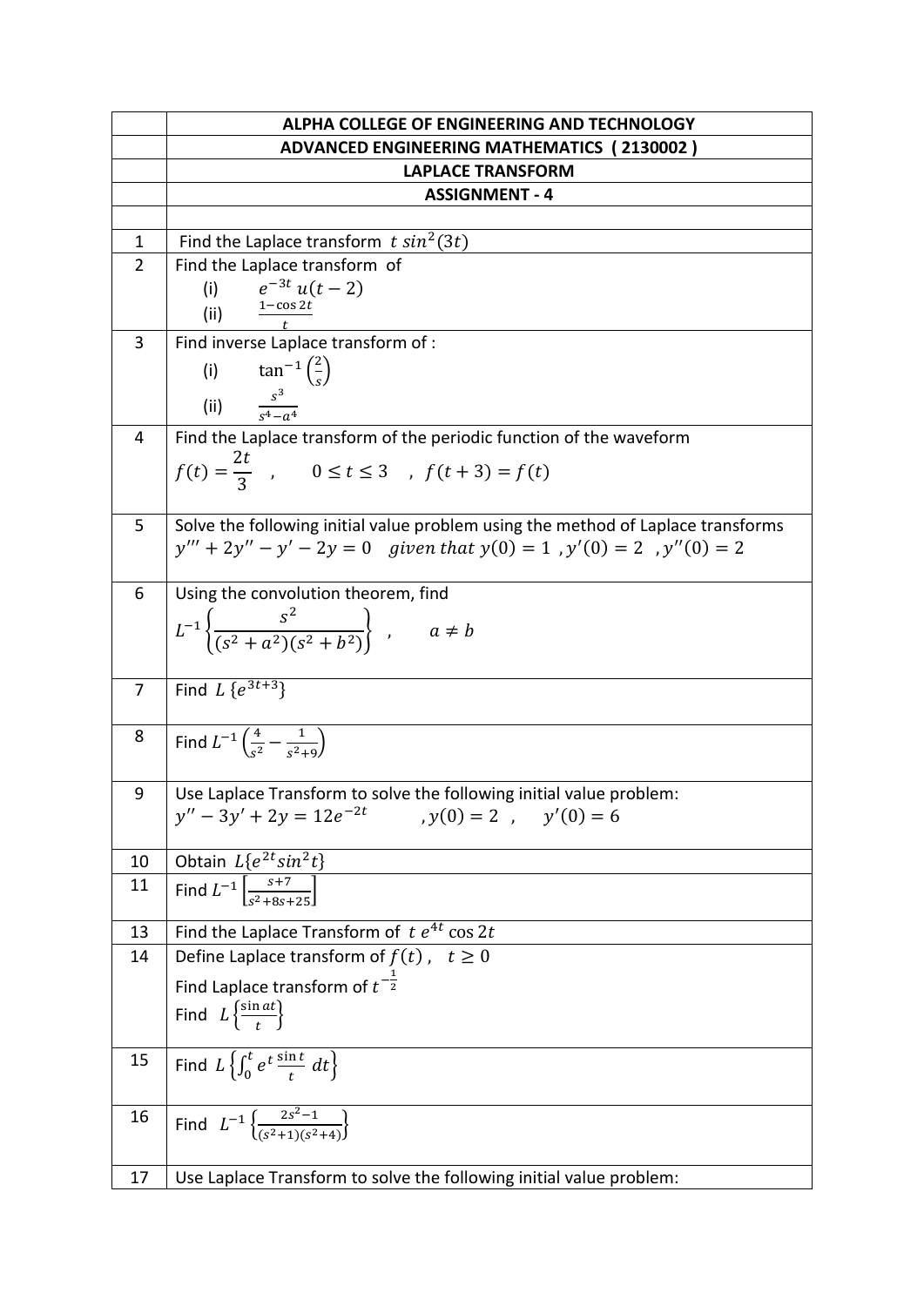| | |
|---|---|
| | **ALPHA COLLEGE OF ENGINEERING AND TECHNOLOGY** |
| | **ADVANCED ENGINEERING MATHEMATICS ( 2130002 )** |
| | **LAPLACE TRANSFORM** |
| | **ASSIGNMENT - 4** |
| | |
| 1 | Find the Laplace transform $t\ sin^2(3t)$ |
| 2 | Find the Laplace transform of<br>(i) $e^{-3t}\ u(t-2)$<br>(ii) $\frac{1-\cos 2t}{t}$ |
| 3 | Find inverse Laplace transform of :<br>(i) $\tan^{-1}\left(\frac{2}{s}\right)$<br>(ii) $\frac{s^3}{s^4-a^4}$ |
| 4 | Find the Laplace transform of the periodic function of the waveform<br>$f(t) = \dfrac{2t}{3}$ , $0 \le t \le 3$ , $f(t+3) = f(t)$ |
| 5 | Solve the following initial value problem using the method of Laplace transforms<br>$y''' + 2y'' - y' - 2y = 0$ $given\ that\ y(0) = 1\ , y'(0) = 2\ \ , y''(0) = 2$ |
| 6 | Using the convolution theorem, find<br>$L^{-1}\left\{\dfrac{s^2}{(s^2+a^2)(s^2+b^2)}\right\}$ , $a \ne b$ |
| 7 | Find $L\ \{e^{3t+3}\}$ |
| 8 | Find $L^{-1}\left(\frac{4}{s^2} - \frac{1}{s^2+9}\right)$ |
| 9 | Use Laplace Transform to solve the following initial value problem:<br>$y'' - 3y' + 2y = 12e^{-2t}$ $, y(0) = 2$ , $y'(0) = 6$ |
| 10 | Obtain $L\{e^{2t}sin^2t\}$ |
| 11 | Find $L^{-1}\left[\frac{s+7}{s^2+8s+25}\right]$ |
| 13 | Find the Laplace Transform of $t\ e^{4t}\cos 2t$ |
| 14 | Define Laplace transform of $f(t)$ , $t \ge 0$<br>Find Laplace transform of $t^{-\frac{1}{2}}$<br>Find $L\left\{\frac{\sin at}{t}\right\}$ |
| 15 | Find $L\left\{\int_0^t e^t \frac{\sin t}{t}\ dt\right\}$ |
| 16 | Find $L^{-1}\left\{\frac{2s^2-1}{(s^2+1)(s^2+4)}\right\}$ |
| 17 | Use Laplace Transform to solve the following initial value problem: |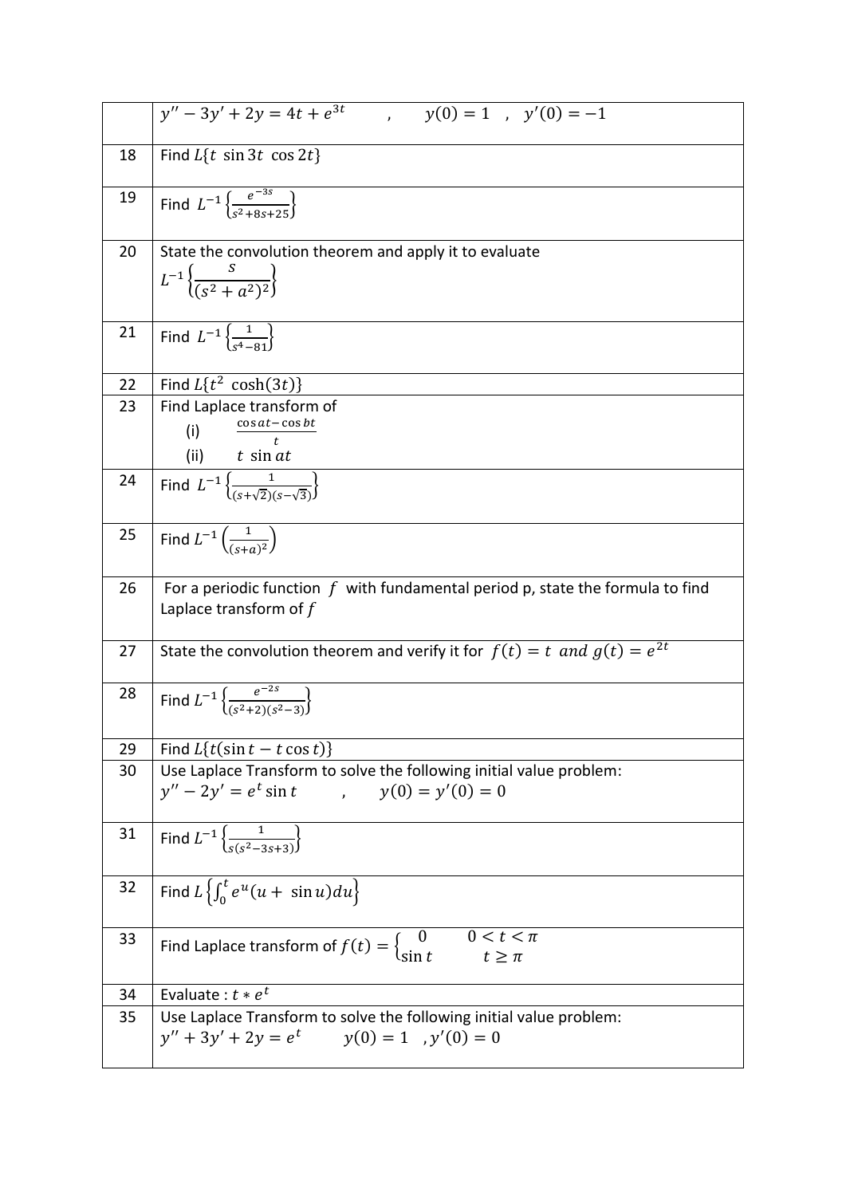|  |  |
| --- | --- |
|  | $y'' - 3y' + 2y = 4t + e^{3t}$ , $y(0) = 1$ , $y'(0) = -1$ |
| 18 | Find $L\{t \ \sin 3t \ \cos 2t\}$ |
| 19 | Find $L^{-1}\left\{\frac{e^{-3s}}{s^2+8s+25}\right\}$ |
| 20 | State the convolution theorem and apply it to evaluate $L^{-1}\left\{\frac{s}{(s^2+a^2)^2}\right\}$ |
| 21 | Find $L^{-1}\left\{\frac{1}{s^4-81}\right\}$ |
| 22 | Find $L\{t^2 \ \cosh(3t)\}$ |
| 23 | Find Laplace transform of (i) $\frac{\cos at - \cos bt}{t}$ (ii) $t \ \sin at$ |
| 24 | Find $L^{-1}\left\{\frac{1}{(s+\sqrt{2})(s-\sqrt{3})}\right\}$ |
| 25 | Find $L^{-1}\left(\frac{1}{(s+a)^2}\right)$ |
| 26 | For a periodic function $f$ with fundamental period p, state the formula to find Laplace transform of $f$ |
| 27 | State the convolution theorem and verify it for $f(t) = t \ and \ g(t) = e^{2t}$ |
| 28 | Find $L^{-1}\left\{\frac{e^{-2s}}{(s^2+2)(s^2-3)}\right\}$ |
| 29 | Find $L\{t(\sin t - t\cos t)\}$ |
| 30 | Use Laplace Transform to solve the following initial value problem: $y'' - 2y' = e^t \sin t$ , $y(0) = y'(0) = 0$ |
| 31 | Find $L^{-1}\left\{\frac{1}{s(s^2-3s+3)}\right\}$ |
| 32 | Find $L\left\{\int_0^t e^u(u + \sin u)du\right\}$ |
| 33 | Find Laplace transform of $f(t) = \begin{cases} 0 & 0 < t < \pi \\ \sin t & t \geq \pi \end{cases}$ |
| 34 | Evaluate : $t * e^t$ |
| 35 | Use Laplace Transform to solve the following initial value problem: $y'' + 3y' + 2y = e^t$ $y(0) = 1$ , $y'(0) = 0$ |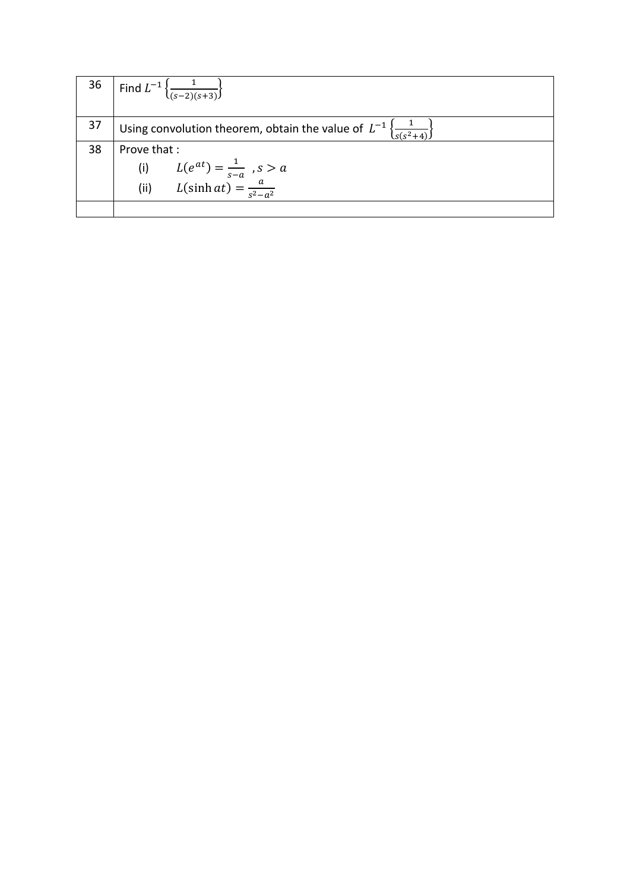| | |
|---|---|
| 36 | Find $L^{-1}\left\{\frac{1}{(s-2)(s+3)}\right\}$ |
| 37 | Using convolution theorem, obtain the value of $L^{-1}\left\{\frac{1}{s(s^2+4)}\right\}$ |
| 38 | Prove that :<br>(i) $L(e^{at}) = \frac{1}{s-a}\ \ , s > a$<br>(ii) $L(\sinh at) = \frac{a}{s^2-a^2}$ |
| | |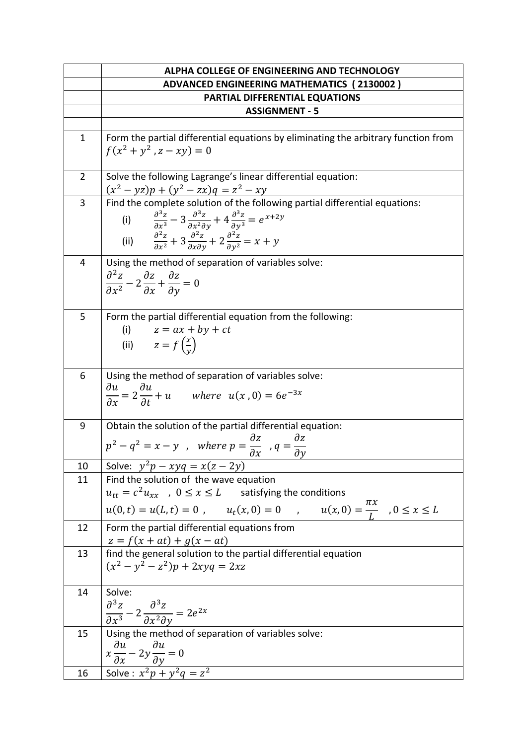| | ALPHA COLLEGE OF ENGINEERING AND TECHNOLOGY |
|---|---|
| | **ADVANCED ENGINEERING MATHEMATICS ( 2130002 )** |
| | **PARTIAL DIFFERENTIAL EQUATIONS** |
| | **ASSIGNMENT - 5** |
| | |
| 1 | Form the partial differential equations by eliminating the arbitrary function from $f(x^2 + y^2 , z - xy) = 0$ |
| 2 | Solve the following Lagrange's linear differential equation: $(x^2 - yz)p + (y^2 - zx)q = z^2 - xy$ |
| 3 | Find the complete solution of the following partial differential equations: (i) $\frac{\partial^3 z}{\partial x^3} - 3\frac{\partial^3 z}{\partial x^2 \partial y} + 4\frac{\partial^3 z}{\partial y^3} = e^{x+2y}$ (ii) $\frac{\partial^2 z}{\partial x^2} + 3\frac{\partial^2 z}{\partial x \partial y} + 2\frac{\partial^2 z}{\partial y^2} = x + y$ |
| 4 | Using the method of separation of variables solve: $\frac{\partial^2 z}{\partial x^2} - 2\frac{\partial z}{\partial x} + \frac{\partial z}{\partial y} = 0$ |
| 5 | Form the partial differential equation from the following: (i) $z = ax + by + ct$ (ii) $z = f\left(\frac{x}{y}\right)$ |
| 6 | Using the method of separation of variables solve: $\frac{\partial u}{\partial x} = 2\frac{\partial u}{\partial t} + u \quad where \ \ u(x , 0) = 6e^{-3x}$ |
| 9 | Obtain the solution of the partial differential equation: $p^2 - q^2 = x - y$ , $where\ p = \frac{\partial z}{\partial x}$ , $q = \frac{\partial z}{\partial y}$ |
| 10 | Solve: $y^2 p - xyq = x(z - 2y)$ |
| 11 | Find the solution of the wave equation $u_{tt} = c^2 u_{xx}$ , $0 \leq x \leq L$ satisfying the conditions $u(0,t) = u(L,t) = 0$ , $u_t(x,0) = 0$ , $u(x,0) = \frac{\pi x}{L}$ , $0 \leq x \leq L$ |
| 12 | Form the partial differential equations from $z = f(x + at) + g(x - at)$ |
| 13 | find the general solution to the partial differential equation $(x^2 - y^2 - z^2)p + 2xyq = 2xz$ |
| 14 | Solve: $\frac{\partial^3 z}{\partial x^3} - 2\frac{\partial^3 z}{\partial x^2 \partial y} = 2e^{2x}$ |
| 15 | Using the method of separation of variables solve: $x\frac{\partial u}{\partial x} - 2y\frac{\partial u}{\partial y} = 0$ |
| 16 | Solve : $x^2 p + y^2 q = z^2$ |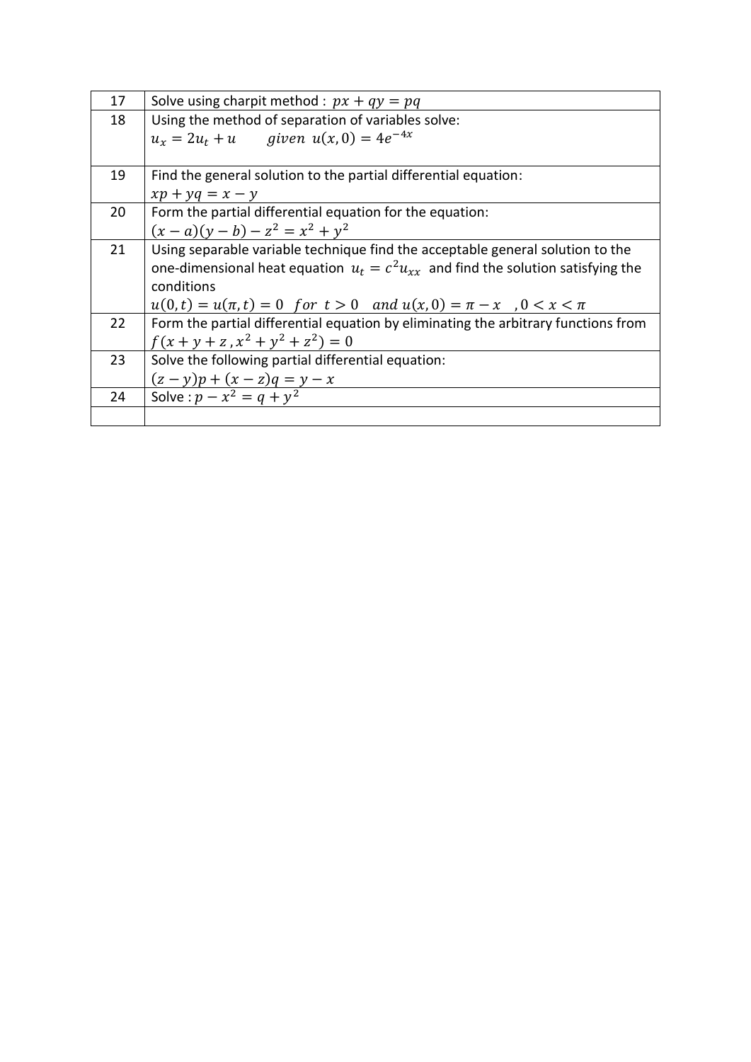| 17 | Solve using charpit method : $px + qy = pq$ |
|---|---|
| 18 | Using the method of separation of variables solve: <br> $u_x = 2u_t + u \qquad given\ u(x,0) = 4e^{-4x}$ |
| 19 | Find the general solution to the partial differential equation: <br> $xp + yq = x - y$ |
| 20 | Form the partial differential equation for the equation: <br> $(x - a)(y - b) - z^2 = x^2 + y^2$ |
| 21 | Using separable variable technique find the acceptable general solution to the one-dimensional heat equation $u_t = c^2 u_{xx}$ and find the solution satisfying the conditions <br> $u(0,t) = u(\pi,t) = 0 \ \ for \ \ t > 0 \quad and\ u(x,0) = \pi - x \quad ,0 < x < \pi$ |
| 22 | Form the partial differential equation by eliminating the arbitrary functions from $f(x + y + z\,, x^2 + y^2 + z^2) = 0$ |
| 23 | Solve the following partial differential equation: <br> $(z - y)p + (x - z)q = y - x$ |
| 24 | Solve : $p - x^2 = q + y^2$ |
| | |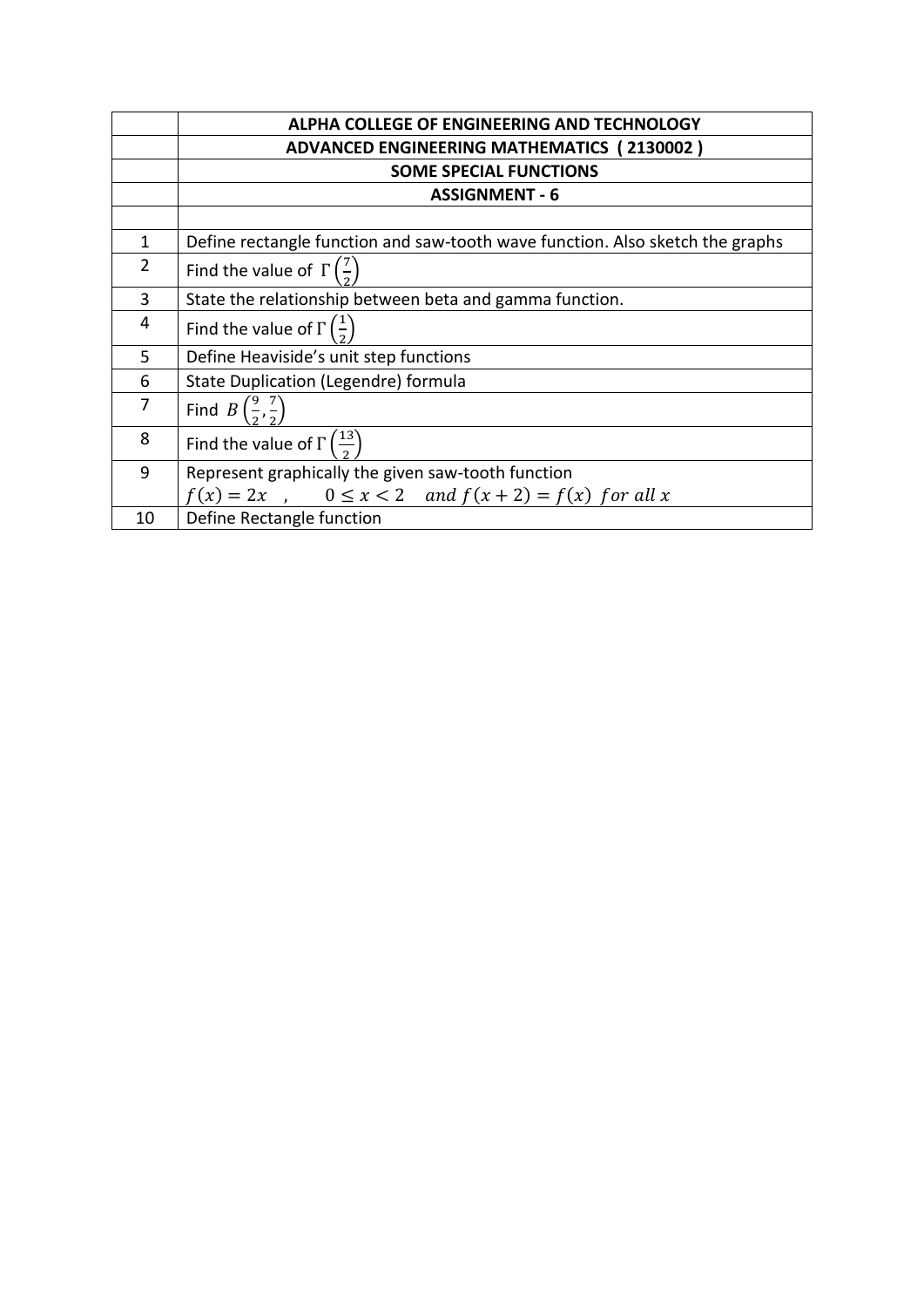| | |
|---|---|
| | **ALPHA COLLEGE OF ENGINEERING AND TECHNOLOGY** |
| | **ADVANCED ENGINEERING MATHEMATICS ( 2130002 )** |
| | **SOME SPECIAL FUNCTIONS** |
| | **ASSIGNMENT - 6** |
| | |
| 1 | Define rectangle function and saw-tooth wave function. Also sketch the graphs |
| 2 | Find the value of $\Gamma\left(\frac{7}{2}\right)$ |
| 3 | State the relationship between beta and gamma function. |
| 4 | Find the value of $\Gamma\left(\frac{1}{2}\right)$ |
| 5 | Define Heaviside's unit step functions |
| 6 | State Duplication (Legendre) formula |
| 7 | Find $B\left(\frac{9}{2},\frac{7}{2}\right)$ |
| 8 | Find the value of $\Gamma\left(\frac{13}{2}\right)$ |
| 9 | Represent graphically the given saw-tooth function<br>$f(x) = 2x \quad , \qquad 0 \leq x < 2 \quad and\ f(x+2) = f(x)\ \ for\ all\ x$ |
| 10 | Define Rectangle function |